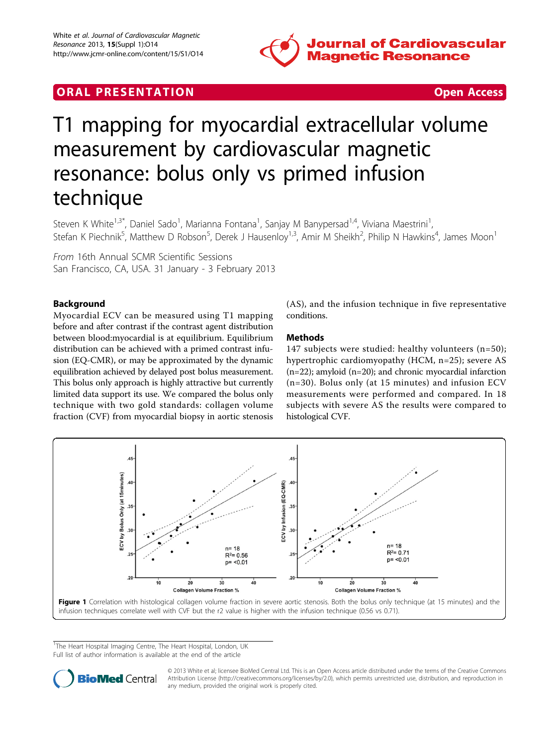## ORAL PRESENTATION

Open Access

# T1 mapping for myocardial extracellular volume measurement by cardiovascular magnetic resonance: bolus only vs primed infusion technique

Steven K White[1,3*], Daniel Sado[1], Marianna Fontana[1], Sanjay M Banypersad[1,4], Viviana Maestrini[1], Stefan K Piechnik[5], Matthew D Robson[5], Derek J Hausenloy[1,3], Amir M Sheikh[2], Philip N Hawkins[4], James Moon[1]

*From* 16th Annual SCMR Scientific Sessions
San Francisco, CA, USA. 31 January - 3 February 2013

## Background

Myocardial ECV can be measured using T1 mapping before and after contrast if the contrast agent distribution between blood:myocardial is at equilibrium. Equilibrium distribution can be achieved with a primed contrast infusion (EQ-CMR), or may be approximated by the dynamic equilibration achieved by delayed post bolus measurement. This bolus only approach is highly attractive but currently limited data support its use. We compared the bolus only technique with two gold standards: collagen volume fraction (CVF) from myocardial biopsy in aortic stenosis (AS), and the infusion technique in five representative conditions.

## Methods

147 subjects were studied: healthy volunteers (n=50); hypertrophic cardiomyopathy (HCM, n=25); severe AS (n=22); amyloid (n=20); and chronic myocardial infarction (n=30). Bolus only (at 15 minutes) and infusion ECV measurements were performed and compared. In 18 subjects with severe AS the results were compared to histological CVF.

**Figure 1** Correlation with histological collagen volume fraction in severe aortic stenosis. Both the bolus only technique (at 15 minutes) and the infusion techniques correlate well with CVF but the r2 value is higher with the infusion technique (0.56 vs 0.71).

[1]The Heart Hospital Imaging Centre, The Heart Hospital, London, UK
Full list of author information is available at the end of the article

© 2013 White et al; licensee BioMed Central Ltd. This is an Open Access article distributed under the terms of the Creative Commons Attribution License (http://creativecommons.org/licenses/by/2.0), which permits unrestricted use, distribution, and reproduction in any medium, provided the original work is properly cited.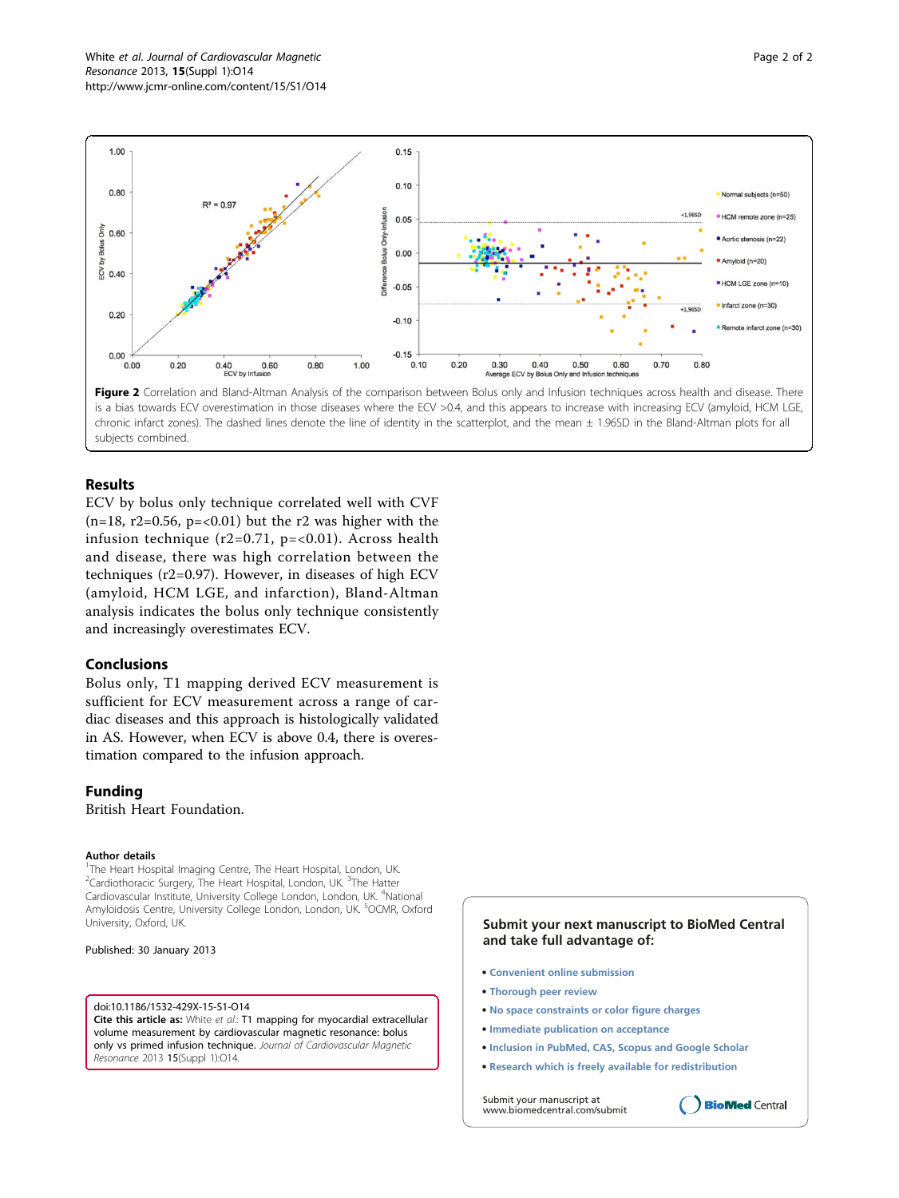1.00
0.80
0.60
0.40
0.20
0.00
ECV by Bolus Only
$R^2$ = 0.97
0.00 0.20 0.40 0.60 0.80 1.00
ECV by Infusion

0.15
0.10
0.05
0.00
-0.05
-0.10
-0.15
Difference Bolus Only-Infusion
+1.96SD
+1.96SD
0.10 0.20 0.30 0.40 0.50 0.60 0.70 0.80
Average ECV by Bolus Only and Infusion techniques

Normal subjects (n=50)
HCM remote zone (n=25)
Aortic stenosis (n=22)
Amyloid (n=20)
HCM LGE zone (n=10)
Infarct zone (n=30)
Remote infarct zone (n=30)

**Figure 2** Correlation and Bland-Altman Analysis of the comparison between Bolus only and Infusion techniques across health and disease. There is a bias towards ECV overestimation in those diseases where the ECV >0.4, and this appears to increase with increasing ECV (amyloid, HCM LGE, chronic infarct zones). The dashed lines denote the line of identity in the scatterplot, and the mean ± 1.96SD in the Bland-Altman plots for all subjects combined.

## Results

ECV by bolus only technique correlated well with CVF (n=18, r2=0.56, p=<0.01) but the r2 was higher with the infusion technique (r2=0.71, p=<0.01). Across health and disease, there was high correlation between the techniques (r2=0.97). However, in diseases of high ECV (amyloid, HCM LGE, and infarction), Bland-Altman analysis indicates the bolus only technique consistently and increasingly overestimates ECV.

## Conclusions

Bolus only, T1 mapping derived ECV measurement is sufficient for ECV measurement across a range of cardiac diseases and this approach is histologically validated in AS. However, when ECV is above 0.4, there is overestimation compared to the infusion approach.

## Funding

British Heart Foundation.

#### Author details

[1]The Heart Hospital Imaging Centre, The Heart Hospital, London, UK. [2]Cardiothoracic Surgery, The Heart Hospital, London, UK. [3]The Hatter Cardiovascular Institute, University College London, London, UK. [4]National Amyloidosis Centre, University College London, London, UK. [5]OCMR, Oxford University, Oxford, UK.

Published: 30 January 2013

doi:10.1186/1532-429X-15-S1-O14
**Cite this article as:** White *et al.*: T1 mapping for myocardial extracellular volume measurement by cardiovascular magnetic resonance: bolus only vs primed infusion technique. *Journal of Cardiovascular Magnetic Resonance* 2013 **15**(Suppl 1):O14.

**Submit your next manuscript to BioMed Central and take full advantage of:**

- Convenient online submission
- Thorough peer review
- No space constraints or color figure charges
- Immediate publication on acceptance
- Inclusion in PubMed, CAS, Scopus and Google Scholar
- Research which is freely available for redistribution

Submit your manuscript at www.biomedcentral.com/submit

BioMed Central